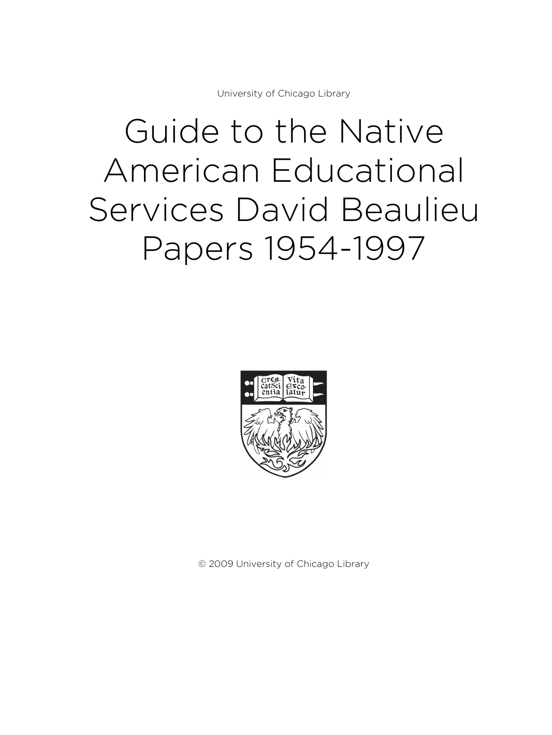University of Chicago Library

# Guide to the Native American Educational Services David Beaulieu Papers 1954-1997

© 2009 University of Chicago Library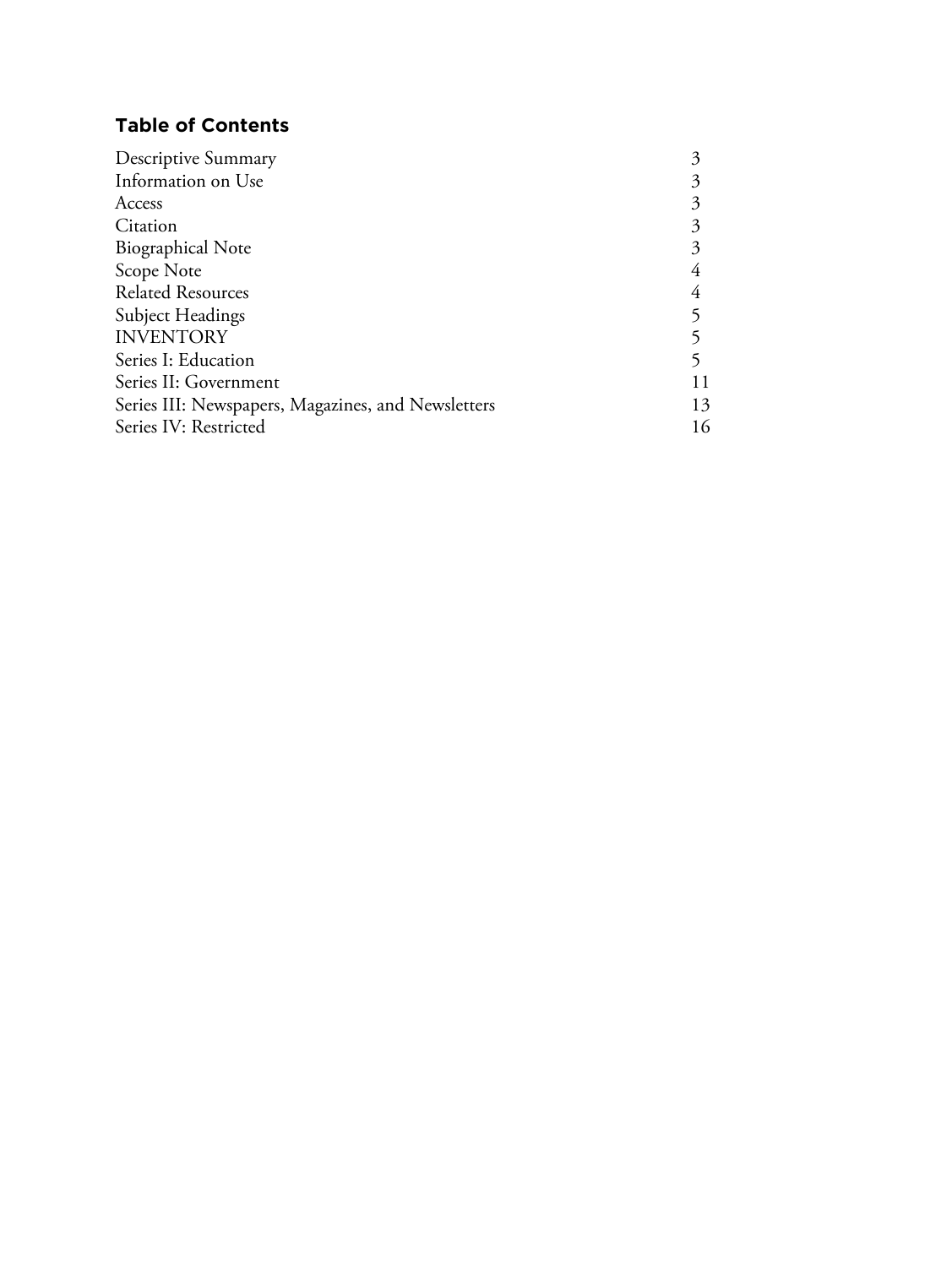## Table of Contents

| | |
|---|---|
| Descriptive Summary | 3 |
| Information on Use | 3 |
| Access | 3 |
| Citation | 3 |
| Biographical Note | 3 |
| Scope Note | 4 |
| Related Resources | 4 |
| Subject Headings | 5 |
| INVENTORY | 5 |
| Series I: Education | 5 |
| Series II: Government | 11 |
| Series III: Newspapers, Magazines, and Newsletters | 13 |
| Series IV: Restricted | 16 |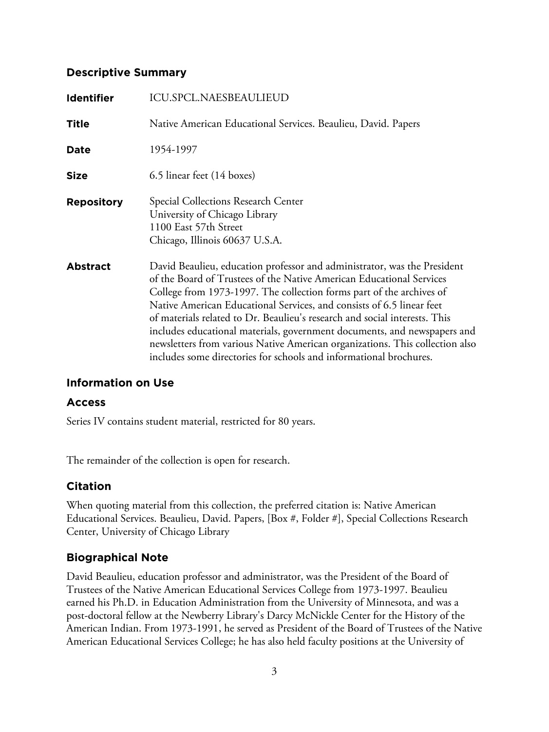## Descriptive Summary

| | |
|---|---|
| **Identifier** | ICU.SPCL.NAESBEAULIEUD |
| **Title** | Native American Educational Services. Beaulieu, David. Papers |
| **Date** | 1954-1997 |
| **Size** | 6.5 linear feet (14 boxes) |
| **Repository** | Special Collections Research Center<br>University of Chicago Library<br>1100 East 57th Street<br>Chicago, Illinois 60637 U.S.A. |
| **Abstract** | David Beaulieu, education professor and administrator, was the President of the Board of Trustees of the Native American Educational Services College from 1973-1997. The collection forms part of the archives of Native American Educational Services, and consists of 6.5 linear feet of materials related to Dr. Beaulieu's research and social interests. This includes educational materials, government documents, and newspapers and newsletters from various Native American organizations. This collection also includes some directories for schools and informational brochures. |

## Information on Use

### Access

Series IV contains student material, restricted for 80 years.

The remainder of the collection is open for research.

### Citation

When quoting material from this collection, the preferred citation is: Native American Educational Services. Beaulieu, David. Papers, [Box #, Folder #], Special Collections Research Center, University of Chicago Library

### Biographical Note

David Beaulieu, education professor and administrator, was the President of the Board of Trustees of the Native American Educational Services College from 1973-1997. Beaulieu earned his Ph.D. in Education Administration from the University of Minnesota, and was a post-doctoral fellow at the Newberry Library's Darcy McNickle Center for the History of the American Indian. From 1973-1991, he served as President of the Board of Trustees of the Native American Educational Services College; he has also held faculty positions at the University of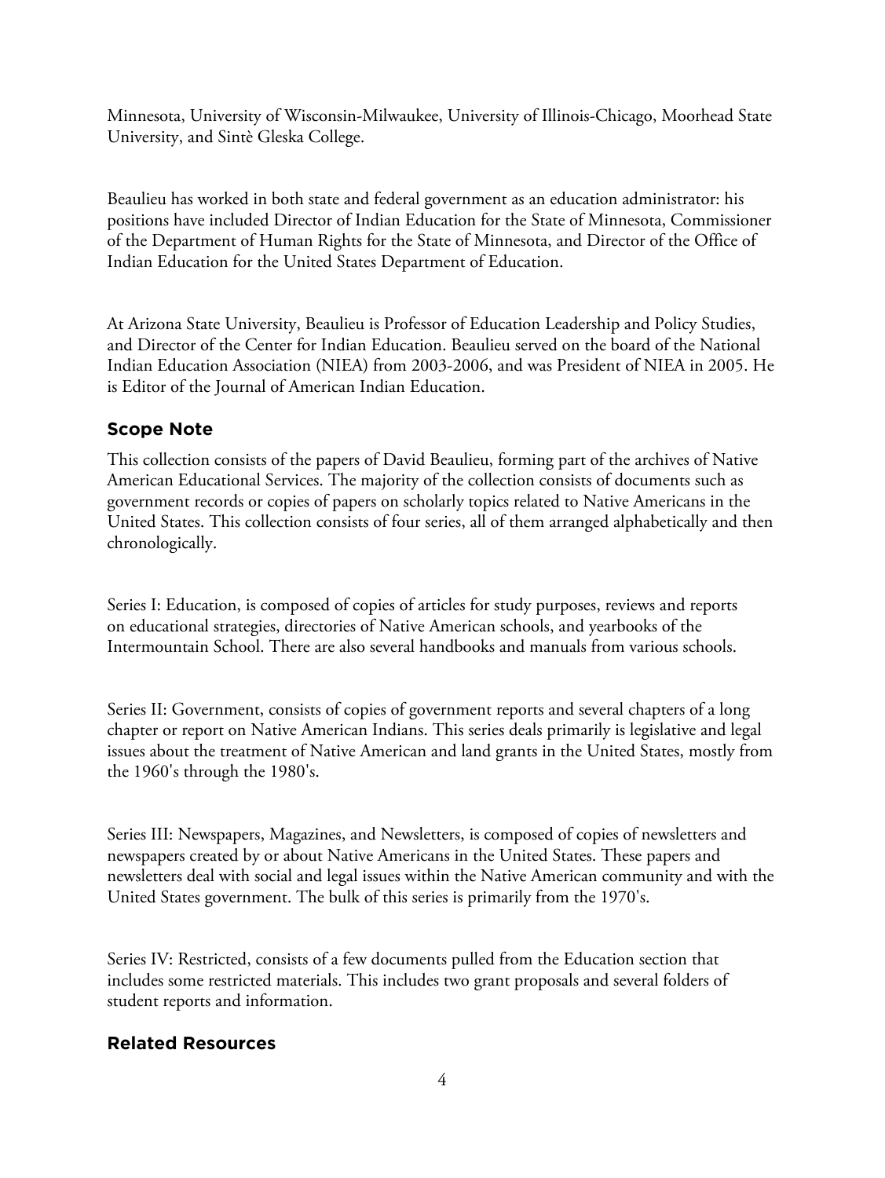Minnesota, University of Wisconsin-Milwaukee, University of Illinois-Chicago, Moorhead State University, and Sintè Gleska College.

Beaulieu has worked in both state and federal government as an education administrator: his positions have included Director of Indian Education for the State of Minnesota, Commissioner of the Department of Human Rights for the State of Minnesota, and Director of the Office of Indian Education for the United States Department of Education.

At Arizona State University, Beaulieu is Professor of Education Leadership and Policy Studies, and Director of the Center for Indian Education. Beaulieu served on the board of the National Indian Education Association (NIEA) from 2003-2006, and was President of NIEA in 2005. He is Editor of the Journal of American Indian Education.

## Scope Note

This collection consists of the papers of David Beaulieu, forming part of the archives of Native American Educational Services. The majority of the collection consists of documents such as government records or copies of papers on scholarly topics related to Native Americans in the United States. This collection consists of four series, all of them arranged alphabetically and then chronologically.

Series I: Education, is composed of copies of articles for study purposes, reviews and reports on educational strategies, directories of Native American schools, and yearbooks of the Intermountain School. There are also several handbooks and manuals from various schools.

Series II: Government, consists of copies of government reports and several chapters of a long chapter or report on Native American Indians. This series deals primarily is legislative and legal issues about the treatment of Native American and land grants in the United States, mostly from the 1960's through the 1980's.

Series III: Newspapers, Magazines, and Newsletters, is composed of copies of newsletters and newspapers created by or about Native Americans in the United States. These papers and newsletters deal with social and legal issues within the Native American community and with the United States government. The bulk of this series is primarily from the 1970's.

Series IV: Restricted, consists of a few documents pulled from the Education section that includes some restricted materials. This includes two grant proposals and several folders of student reports and information.

## Related Resources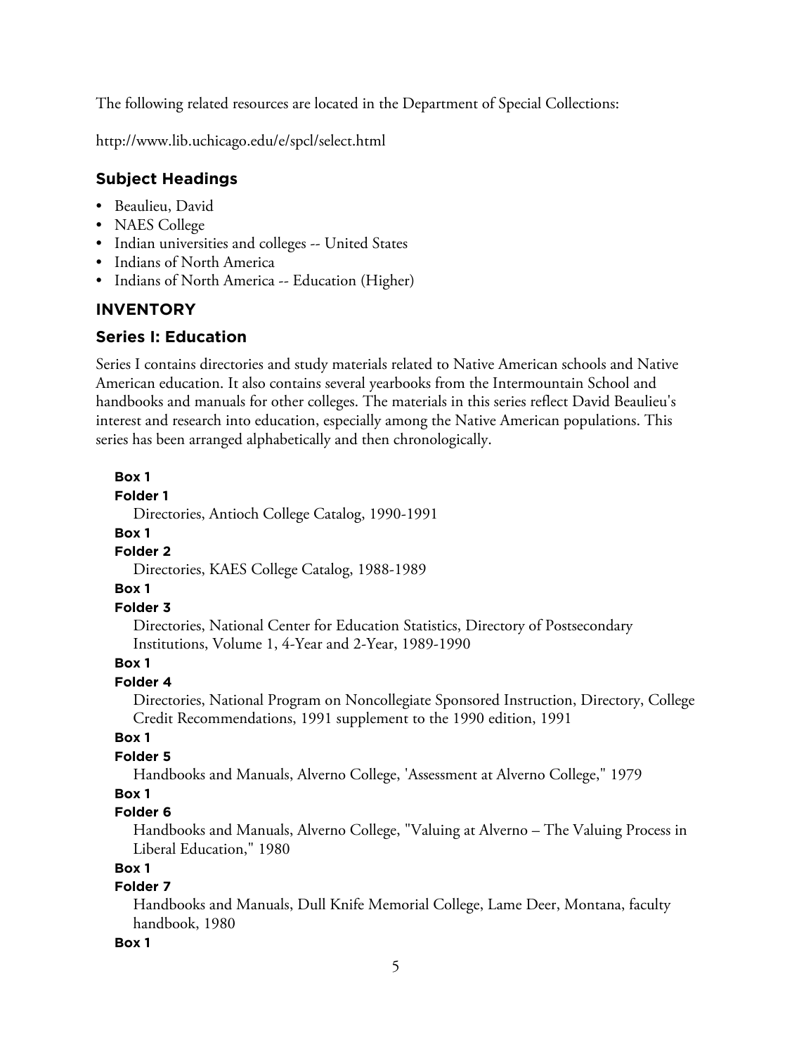The following related resources are located in the Department of Special Collections:

http://www.lib.uchicago.edu/e/spcl/select.html

### Subject Headings

- Beaulieu, David
- NAES College
- Indian universities and colleges -- United States
- Indians of North America
- Indians of North America -- Education (Higher)

## INVENTORY

### Series I: Education

Series I contains directories and study materials related to Native American schools and Native American education. It also contains several yearbooks from the Intermountain School and handbooks and manuals for other colleges. The materials in this series reflect David Beaulieu's interest and research into education, especially among the Native American populations. This series has been arranged alphabetically and then chronologically.

**Box 1**
**Folder 1**
Directories, Antioch College Catalog, 1990-1991

**Box 1**
**Folder 2**
Directories, KAES College Catalog, 1988-1989

**Box 1**
**Folder 3**
Directories, National Center for Education Statistics, Directory of Postsecondary Institutions, Volume 1, 4-Year and 2-Year, 1989-1990

**Box 1**
**Folder 4**
Directories, National Program on Noncollegiate Sponsored Instruction, Directory, College Credit Recommendations, 1991 supplement to the 1990 edition, 1991

**Box 1**
**Folder 5**
Handbooks and Manuals, Alverno College, 'Assessment at Alverno College," 1979

**Box 1**
**Folder 6**
Handbooks and Manuals, Alverno College, "Valuing at Alverno – The Valuing Process in Liberal Education," 1980

**Box 1**
**Folder 7**
Handbooks and Manuals, Dull Knife Memorial College, Lame Deer, Montana, faculty handbook, 1980

**Box 1**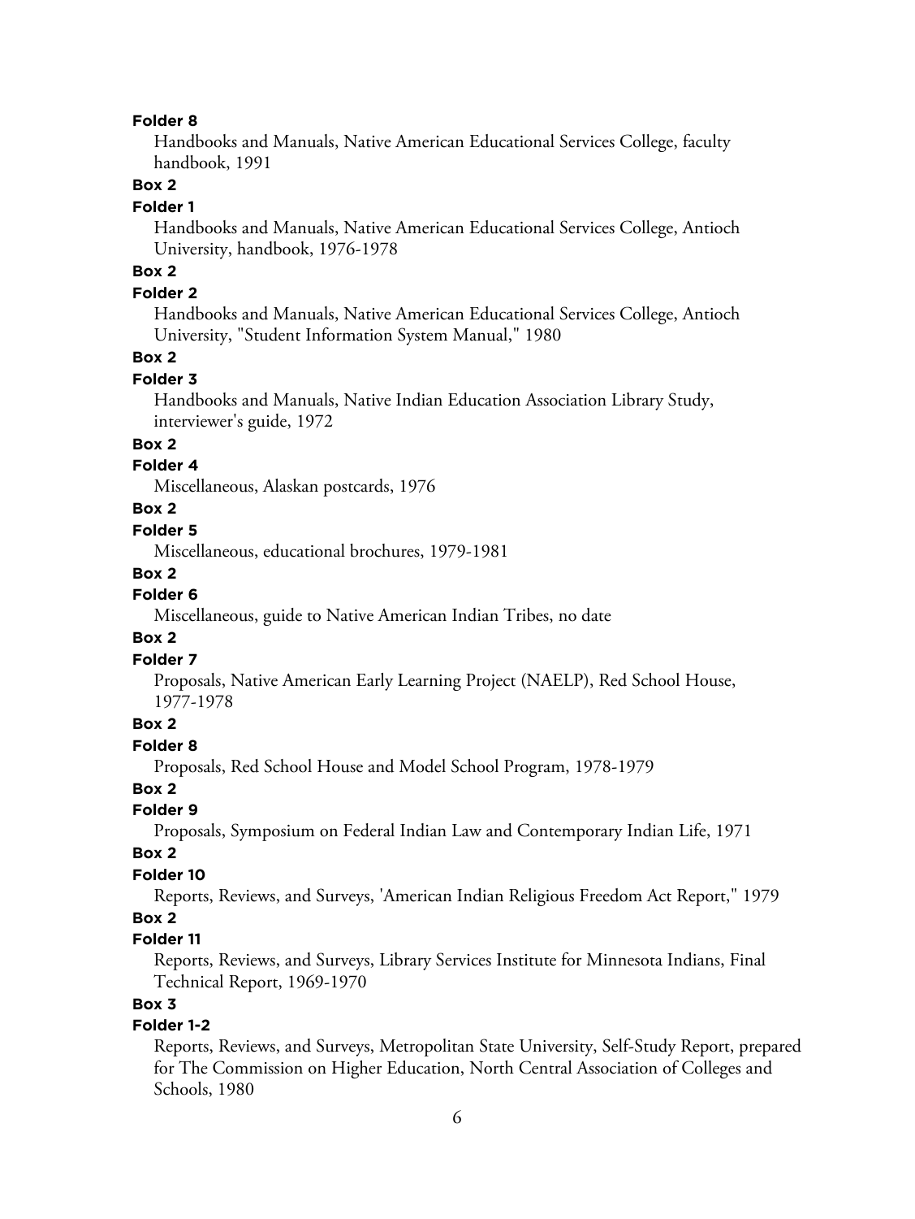**Folder 8**

Handbooks and Manuals, Native American Educational Services College, faculty handbook, 1991

**Box 2**

**Folder 1**

Handbooks and Manuals, Native American Educational Services College, Antioch University, handbook, 1976-1978

**Box 2**

**Folder 2**

Handbooks and Manuals, Native American Educational Services College, Antioch University, "Student Information System Manual," 1980

**Box 2**

**Folder 3**

Handbooks and Manuals, Native Indian Education Association Library Study, interviewer's guide, 1972

**Box 2**

**Folder 4**

Miscellaneous, Alaskan postcards, 1976

**Box 2**

**Folder 5**

Miscellaneous, educational brochures, 1979-1981

**Box 2**

**Folder 6**

Miscellaneous, guide to Native American Indian Tribes, no date

**Box 2**

**Folder 7**

Proposals, Native American Early Learning Project (NAELP), Red School House, 1977-1978

**Box 2**

**Folder 8**

Proposals, Red School House and Model School Program, 1978-1979

**Box 2**

**Folder 9**

Proposals, Symposium on Federal Indian Law and Contemporary Indian Life, 1971

**Box 2**

**Folder 10**

Reports, Reviews, and Surveys, 'American Indian Religious Freedom Act Report," 1979

**Box 2**

**Folder 11**

Reports, Reviews, and Surveys, Library Services Institute for Minnesota Indians, Final Technical Report, 1969-1970

**Box 3**

**Folder 1-2**

Reports, Reviews, and Surveys, Metropolitan State University, Self-Study Report, prepared for The Commission on Higher Education, North Central Association of Colleges and Schools, 1980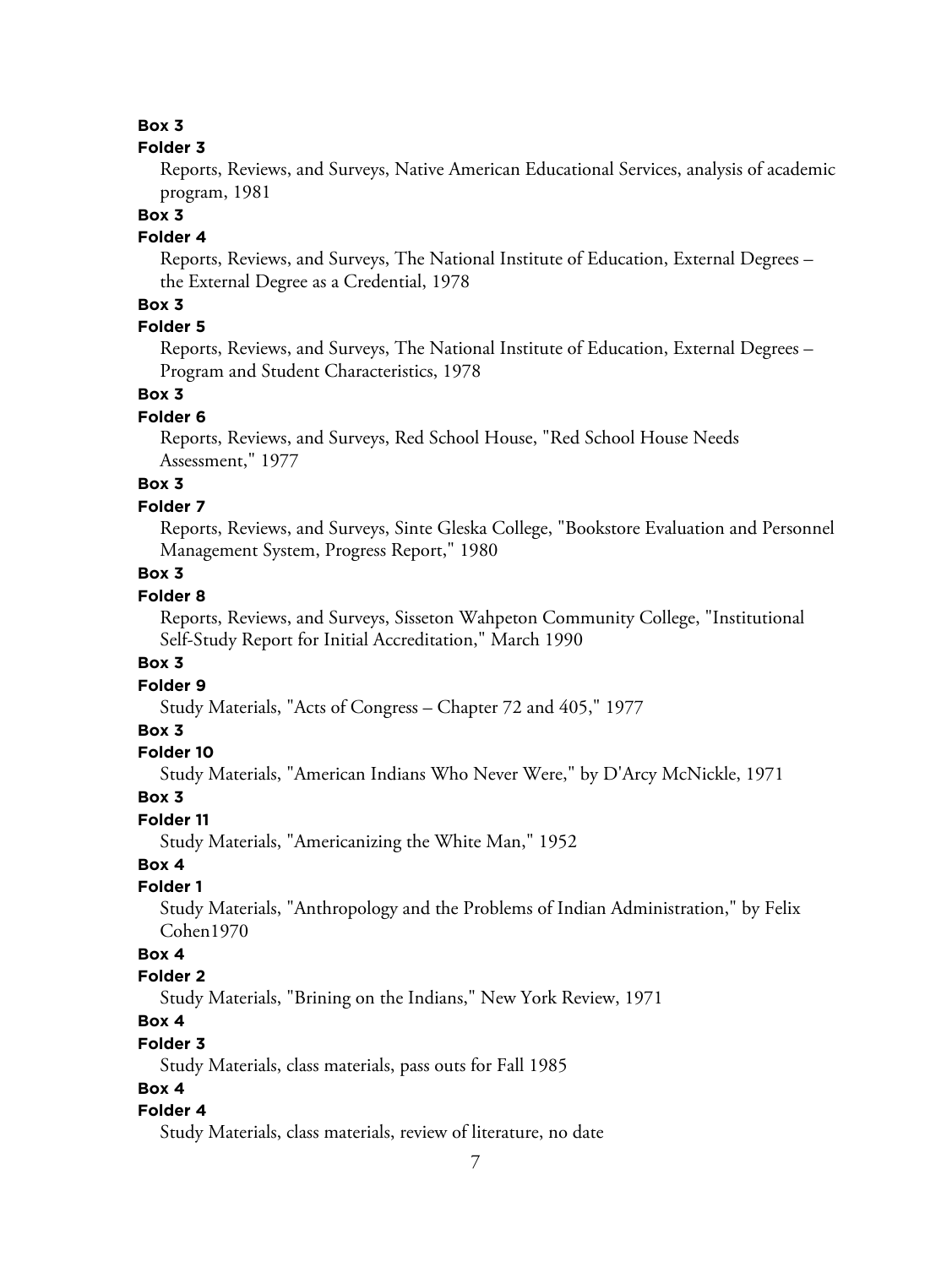**Box 3**

**Folder 3**

Reports, Reviews, and Surveys, Native American Educational Services, analysis of academic program, 1981

**Box 3**

**Folder 4**

Reports, Reviews, and Surveys, The National Institute of Education, External Degrees – the External Degree as a Credential, 1978

**Box 3**

**Folder 5**

Reports, Reviews, and Surveys, The National Institute of Education, External Degrees – Program and Student Characteristics, 1978

**Box 3**

**Folder 6**

Reports, Reviews, and Surveys, Red School House, "Red School House Needs Assessment," 1977

**Box 3**

**Folder 7**

Reports, Reviews, and Surveys, Sinte Gleska College, "Bookstore Evaluation and Personnel Management System, Progress Report," 1980

**Box 3**

**Folder 8**

Reports, Reviews, and Surveys, Sisseton Wahpeton Community College, "Institutional Self-Study Report for Initial Accreditation," March 1990

**Box 3**

**Folder 9**

Study Materials, "Acts of Congress – Chapter 72 and 405," 1977

**Box 3**

**Folder 10**

Study Materials, "American Indians Who Never Were," by D'Arcy McNickle, 1971

**Box 3**

**Folder 11**

Study Materials, "Americanizing the White Man," 1952

**Box 4**

**Folder 1**

Study Materials, "Anthropology and the Problems of Indian Administration," by Felix Cohen1970

**Box 4**

**Folder 2**

Study Materials, "Brining on the Indians," New York Review, 1971

**Box 4**

**Folder 3**

Study Materials, class materials, pass outs for Fall 1985

**Box 4**

**Folder 4**

Study Materials, class materials, review of literature, no date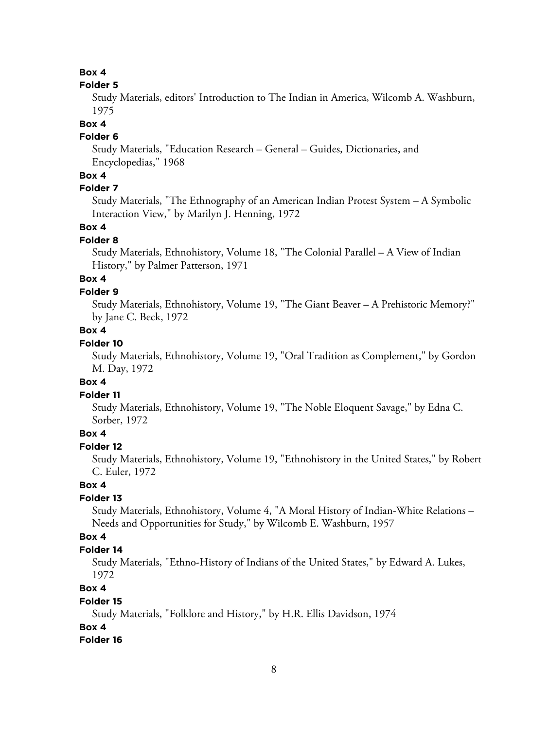**Box 4**

**Folder 5**

Study Materials, editors' Introduction to The Indian in America, Wilcomb A. Washburn, 1975

**Box 4**

**Folder 6**

Study Materials, "Education Research – General – Guides, Dictionaries, and Encyclopedias," 1968

**Box 4**

**Folder 7**

Study Materials, "The Ethnography of an American Indian Protest System – A Symbolic Interaction View," by Marilyn J. Henning, 1972

**Box 4**

**Folder 8**

Study Materials, Ethnohistory, Volume 18, "The Colonial Parallel – A View of Indian History," by Palmer Patterson, 1971

**Box 4**

**Folder 9**

Study Materials, Ethnohistory, Volume 19, "The Giant Beaver – A Prehistoric Memory?" by Jane C. Beck, 1972

**Box 4**

**Folder 10**

Study Materials, Ethnohistory, Volume 19, "Oral Tradition as Complement," by Gordon M. Day, 1972

**Box 4**

**Folder 11**

Study Materials, Ethnohistory, Volume 19, "The Noble Eloquent Savage," by Edna C. Sorber, 1972

**Box 4**

**Folder 12**

Study Materials, Ethnohistory, Volume 19, "Ethnohistory in the United States," by Robert C. Euler, 1972

**Box 4**

**Folder 13**

Study Materials, Ethnohistory, Volume 4, "A Moral History of Indian-White Relations – Needs and Opportunities for Study," by Wilcomb E. Washburn, 1957

**Box 4**

**Folder 14**

Study Materials, "Ethno-History of Indians of the United States," by Edward A. Lukes, 1972

**Box 4**

**Folder 15**

Study Materials, "Folklore and History," by H.R. Ellis Davidson, 1974

**Box 4**

**Folder 16**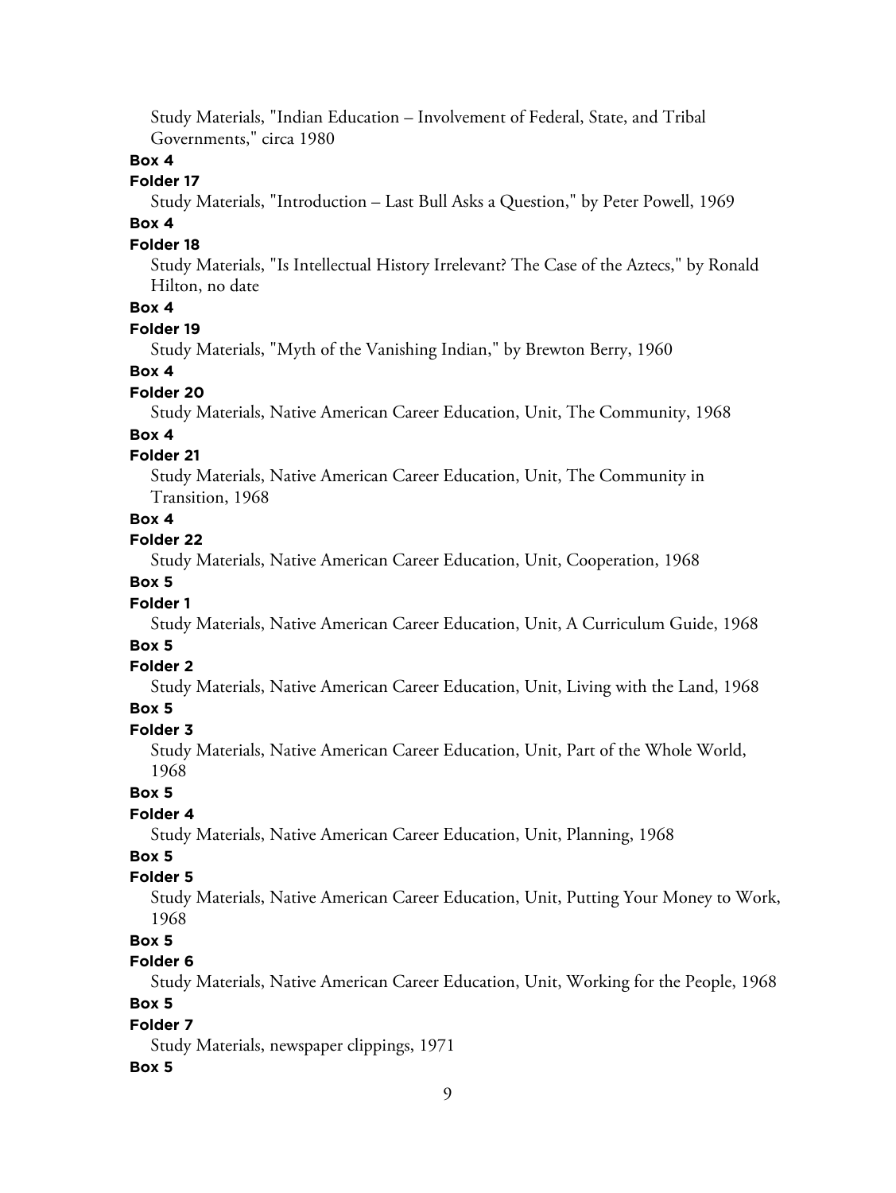Study Materials, "Indian Education – Involvement of Federal, State, and Tribal Governments," circa 1980

**Box 4**

**Folder 17**

Study Materials, "Introduction – Last Bull Asks a Question," by Peter Powell, 1969

**Box 4**

**Folder 18**

Study Materials, "Is Intellectual History Irrelevant? The Case of the Aztecs," by Ronald Hilton, no date

**Box 4**

**Folder 19**

Study Materials, "Myth of the Vanishing Indian," by Brewton Berry, 1960

**Box 4**

**Folder 20**

Study Materials, Native American Career Education, Unit, The Community, 1968

**Box 4**

**Folder 21**

Study Materials, Native American Career Education, Unit, The Community in Transition, 1968

**Box 4**

**Folder 22**

Study Materials, Native American Career Education, Unit, Cooperation, 1968

**Box 5**

**Folder 1**

Study Materials, Native American Career Education, Unit, A Curriculum Guide, 1968

**Box 5**

**Folder 2**

Study Materials, Native American Career Education, Unit, Living with the Land, 1968

**Box 5**

**Folder 3**

Study Materials, Native American Career Education, Unit, Part of the Whole World, 1968

**Box 5**

**Folder 4**

Study Materials, Native American Career Education, Unit, Planning, 1968

**Box 5**

**Folder 5**

Study Materials, Native American Career Education, Unit, Putting Your Money to Work, 1968

**Box 5**

**Folder 6**

Study Materials, Native American Career Education, Unit, Working for the People, 1968

**Box 5**

**Folder 7**

Study Materials, newspaper clippings, 1971

**Box 5**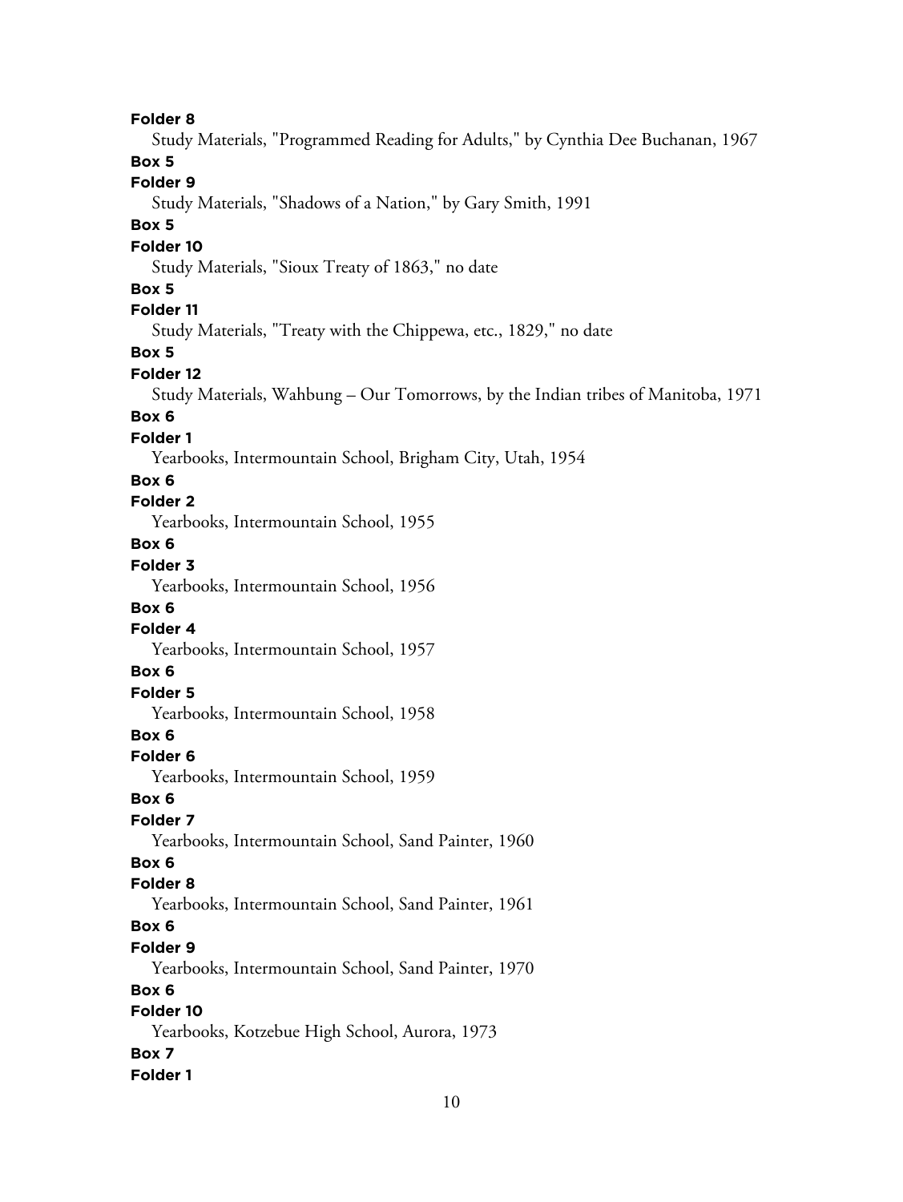**Folder 8**

Study Materials, "Programmed Reading for Adults," by Cynthia Dee Buchanan, 1967

**Box 5**

**Folder 9**

Study Materials, "Shadows of a Nation," by Gary Smith, 1991

**Box 5**

**Folder 10**

Study Materials, "Sioux Treaty of 1863," no date

**Box 5**

**Folder 11**

Study Materials, "Treaty with the Chippewa, etc., 1829," no date

**Box 5**

**Folder 12**

Study Materials, Wahbung – Our Tomorrows, by the Indian tribes of Manitoba, 1971

**Box 6**

**Folder 1**

Yearbooks, Intermountain School, Brigham City, Utah, 1954

**Box 6**

**Folder 2**

Yearbooks, Intermountain School, 1955

**Box 6**

**Folder 3**

Yearbooks, Intermountain School, 1956

**Box 6**

**Folder 4**

Yearbooks, Intermountain School, 1957

**Box 6**

**Folder 5**

Yearbooks, Intermountain School, 1958

**Box 6**

**Folder 6**

Yearbooks, Intermountain School, 1959

**Box 6**

**Folder 7**

Yearbooks, Intermountain School, Sand Painter, 1960

**Box 6**

**Folder 8**

Yearbooks, Intermountain School, Sand Painter, 1961

**Box 6**

**Folder 9**

Yearbooks, Intermountain School, Sand Painter, 1970

**Box 6**

**Folder 10**

Yearbooks, Kotzebue High School, Aurora, 1973

**Box 7**

**Folder 1**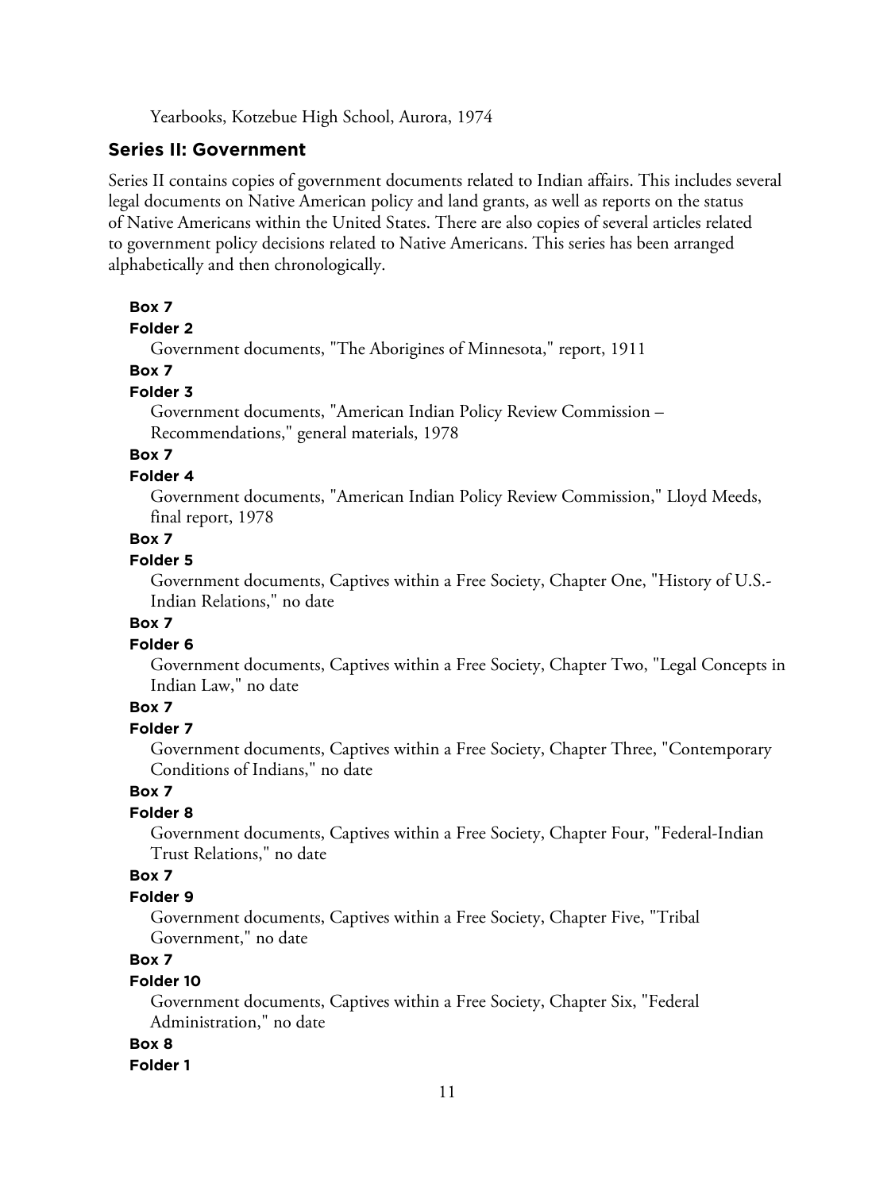Yearbooks, Kotzebue High School, Aurora, 1974

## Series II: Government

Series II contains copies of government documents related to Indian affairs. This includes several legal documents on Native American policy and land grants, as well as reports on the status of Native Americans within the United States. There are also copies of several articles related to government policy decisions related to Native Americans. This series has been arranged alphabetically and then chronologically.

**Box 7**
**Folder 2**
Government documents, "The Aborigines of Minnesota," report, 1911

**Box 7**
**Folder 3**
Government documents, "American Indian Policy Review Commission – Recommendations," general materials, 1978

**Box 7**
**Folder 4**
Government documents, "American Indian Policy Review Commission," Lloyd Meeds, final report, 1978

**Box 7**
**Folder 5**
Government documents, Captives within a Free Society, Chapter One, "History of U.S.-Indian Relations," no date

**Box 7**
**Folder 6**
Government documents, Captives within a Free Society, Chapter Two, "Legal Concepts in Indian Law," no date

**Box 7**
**Folder 7**
Government documents, Captives within a Free Society, Chapter Three, "Contemporary Conditions of Indians," no date

**Box 7**
**Folder 8**
Government documents, Captives within a Free Society, Chapter Four, "Federal-Indian Trust Relations," no date

**Box 7**
**Folder 9**
Government documents, Captives within a Free Society, Chapter Five, "Tribal Government," no date

**Box 7**
**Folder 10**
Government documents, Captives within a Free Society, Chapter Six, "Federal Administration," no date

**Box 8**
**Folder 1**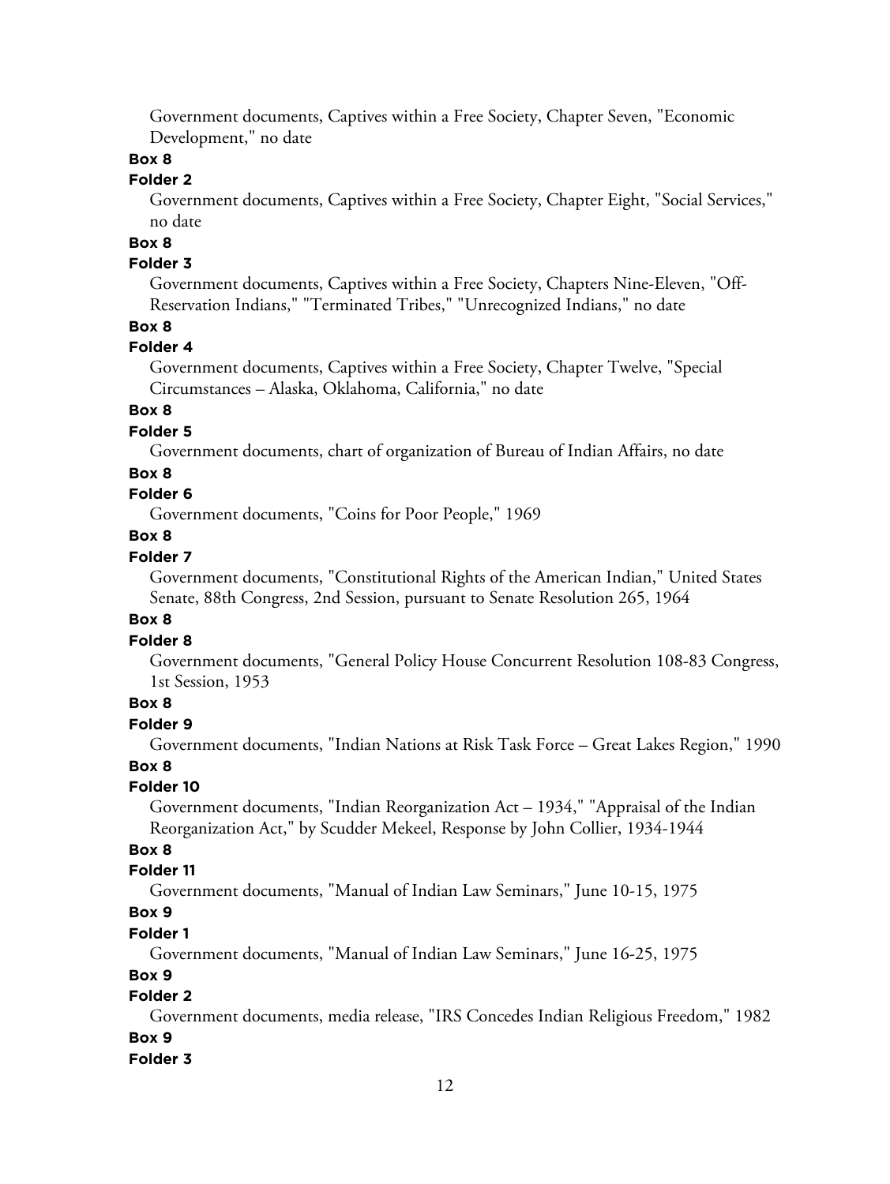Government documents, Captives within a Free Society, Chapter Seven, "Economic Development," no date

**Box 8**

**Folder 2**

Government documents, Captives within a Free Society, Chapter Eight, "Social Services," no date

**Box 8**

**Folder 3**

Government documents, Captives within a Free Society, Chapters Nine-Eleven, "Off-Reservation Indians," "Terminated Tribes," "Unrecognized Indians," no date

**Box 8**

**Folder 4**

Government documents, Captives within a Free Society, Chapter Twelve, "Special Circumstances – Alaska, Oklahoma, California," no date

**Box 8**

**Folder 5**

Government documents, chart of organization of Bureau of Indian Affairs, no date

**Box 8**

**Folder 6**

Government documents, "Coins for Poor People," 1969

**Box 8**

**Folder 7**

Government documents, "Constitutional Rights of the American Indian," United States Senate, 88th Congress, 2nd Session, pursuant to Senate Resolution 265, 1964

**Box 8**

**Folder 8**

Government documents, "General Policy House Concurrent Resolution 108-83 Congress, 1st Session, 1953

**Box 8**

**Folder 9**

Government documents, "Indian Nations at Risk Task Force – Great Lakes Region," 1990

**Box 8**

**Folder 10**

Government documents, "Indian Reorganization Act – 1934," "Appraisal of the Indian Reorganization Act," by Scudder Mekeel, Response by John Collier, 1934-1944

**Box 8**

**Folder 11**

Government documents, "Manual of Indian Law Seminars," June 10-15, 1975

**Box 9**

**Folder 1**

Government documents, "Manual of Indian Law Seminars," June 16-25, 1975

**Box 9**

**Folder 2**

Government documents, media release, "IRS Concedes Indian Religious Freedom," 1982

**Box 9**

**Folder 3**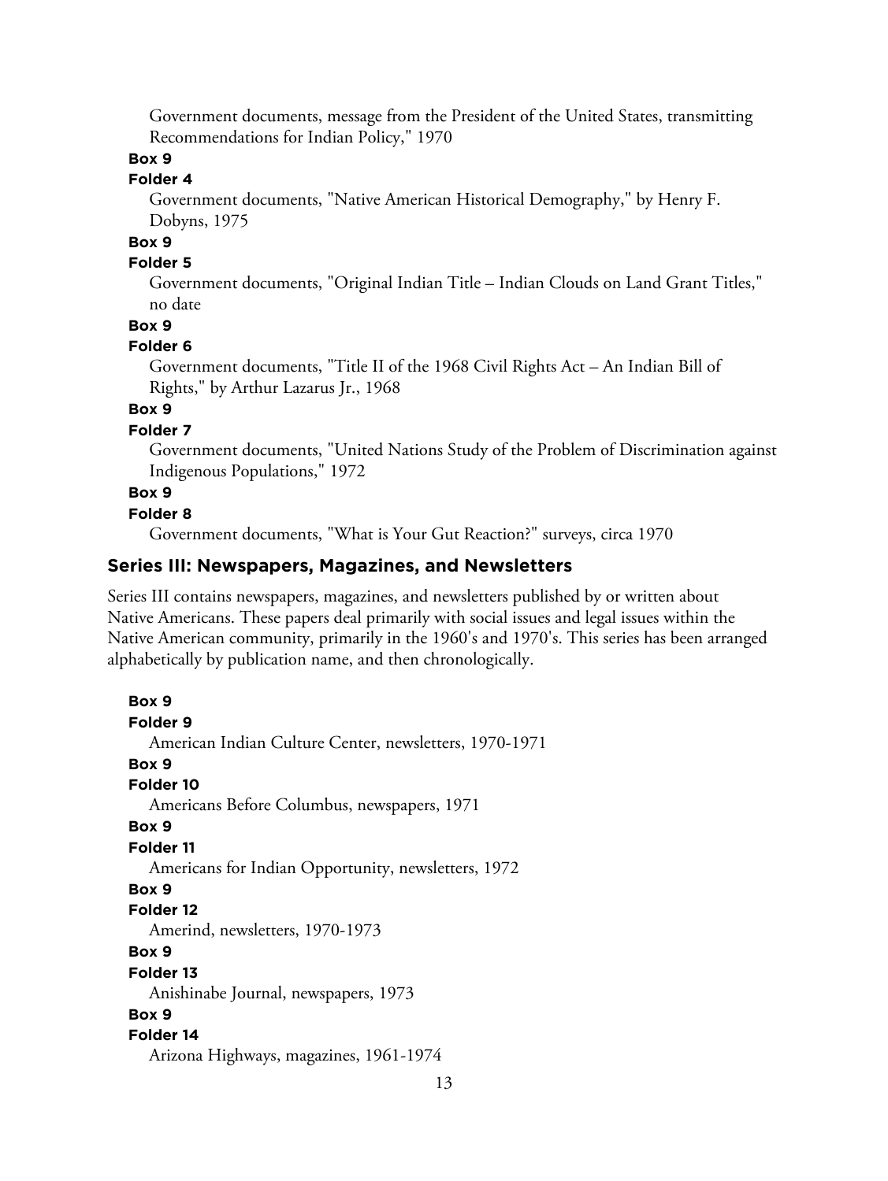Government documents, message from the President of the United States, transmitting Recommendations for Indian Policy," 1970

**Box 9**

**Folder 4**

Government documents, "Native American Historical Demography," by Henry F. Dobyns, 1975

**Box 9**

**Folder 5**

Government documents, "Original Indian Title – Indian Clouds on Land Grant Titles," no date

**Box 9**

**Folder 6**

Government documents, "Title II of the 1968 Civil Rights Act – An Indian Bill of Rights," by Arthur Lazarus Jr., 1968

**Box 9**

**Folder 7**

Government documents, "United Nations Study of the Problem of Discrimination against Indigenous Populations," 1972

**Box 9**

**Folder 8**

Government documents, "What is Your Gut Reaction?" surveys, circa 1970

### Series III: Newspapers, Magazines, and Newsletters

Series III contains newspapers, magazines, and newsletters published by or written about Native Americans. These papers deal primarily with social issues and legal issues within the Native American community, primarily in the 1960's and 1970's. This series has been arranged alphabetically by publication name, and then chronologically.

**Box 9**

**Folder 9**

American Indian Culture Center, newsletters, 1970-1971

**Box 9**

**Folder 10**

Americans Before Columbus, newspapers, 1971

**Box 9**

**Folder 11**

Americans for Indian Opportunity, newsletters, 1972

**Box 9**

**Folder 12**

Amerind, newsletters, 1970-1973

**Box 9**

**Folder 13**

Anishinabe Journal, newspapers, 1973

**Box 9**

**Folder 14**

Arizona Highways, magazines, 1961-1974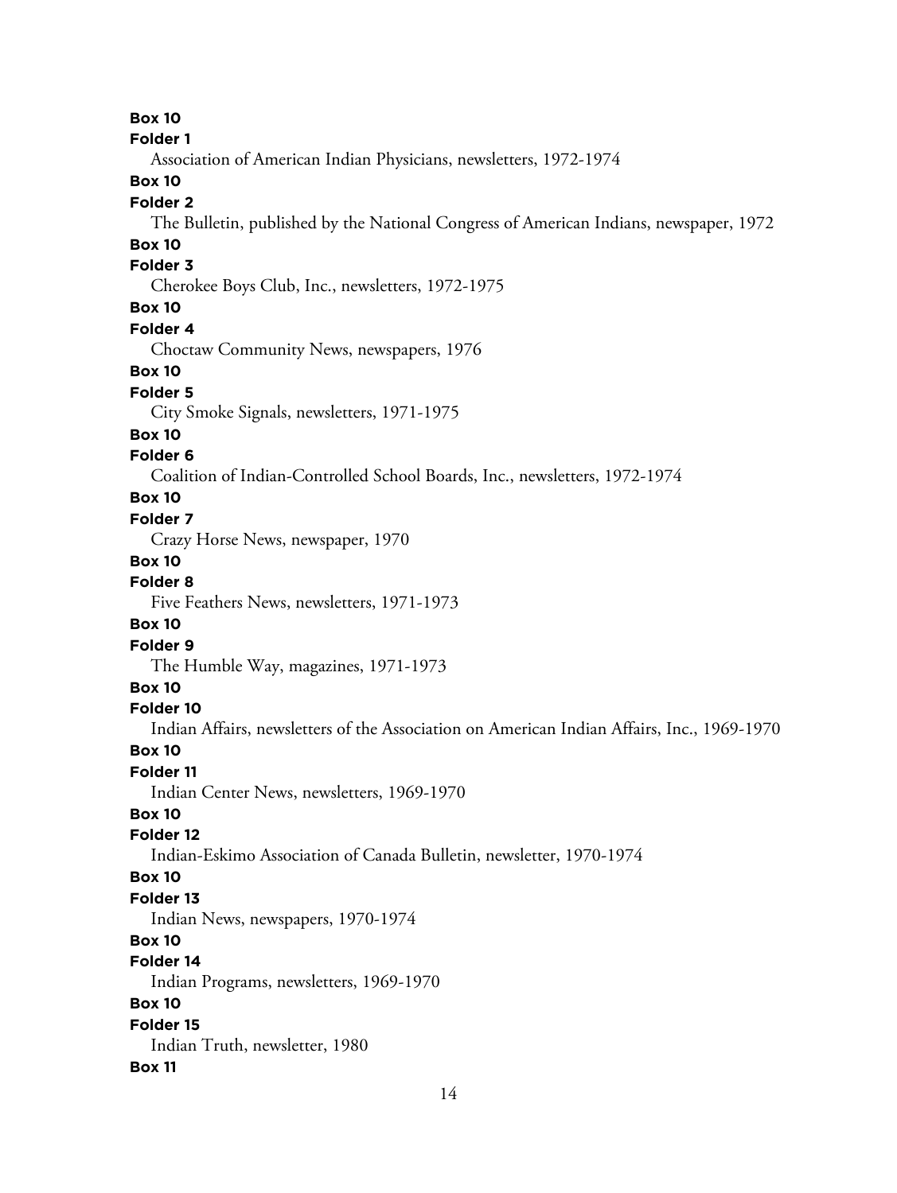**Box 10**

**Folder 1**

Association of American Indian Physicians, newsletters, 1972-1974

**Box 10**

**Folder 2**

The Bulletin, published by the National Congress of American Indians, newspaper, 1972

**Box 10**

**Folder 3**

Cherokee Boys Club, Inc., newsletters, 1972-1975

**Box 10**

**Folder 4**

Choctaw Community News, newspapers, 1976

**Box 10**

**Folder 5**

City Smoke Signals, newsletters, 1971-1975

**Box 10**

**Folder 6**

Coalition of Indian-Controlled School Boards, Inc., newsletters, 1972-1974

**Box 10**

**Folder 7**

Crazy Horse News, newspaper, 1970

**Box 10**

**Folder 8**

Five Feathers News, newsletters, 1971-1973

**Box 10**

**Folder 9**

The Humble Way, magazines, 1971-1973

**Box 10**

**Folder 10**

Indian Affairs, newsletters of the Association on American Indian Affairs, Inc., 1969-1970

**Box 10**

**Folder 11**

Indian Center News, newsletters, 1969-1970

**Box 10**

**Folder 12**

Indian-Eskimo Association of Canada Bulletin, newsletter, 1970-1974

**Box 10**

**Folder 13**

Indian News, newspapers, 1970-1974

**Box 10**

**Folder 14**

Indian Programs, newsletters, 1969-1970

**Box 10**

**Folder 15**

Indian Truth, newsletter, 1980

**Box 11**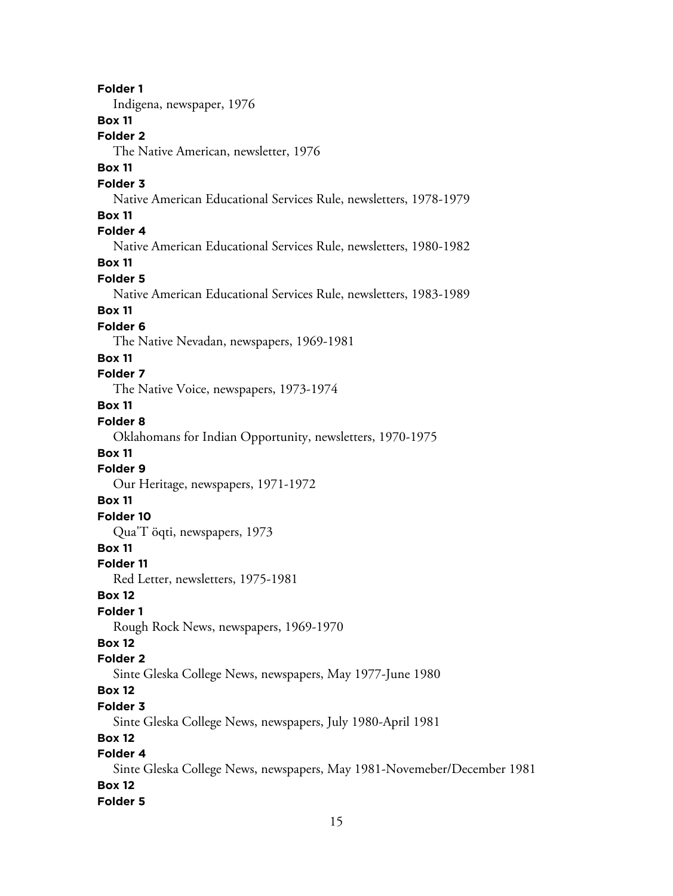**Folder 1**

Indigena, newspaper, 1976

**Box 11**

**Folder 2**

The Native American, newsletter, 1976

**Box 11**

**Folder 3**

Native American Educational Services Rule, newsletters, 1978-1979

**Box 11**

**Folder 4**

Native American Educational Services Rule, newsletters, 1980-1982

**Box 11**

**Folder 5**

Native American Educational Services Rule, newsletters, 1983-1989

**Box 11**

**Folder 6**

The Native Nevadan, newspapers, 1969-1981

**Box 11**

**Folder 7**

The Native Voice, newspapers, 1973-1974

**Box 11**

**Folder 8**

Oklahomans for Indian Opportunity, newsletters, 1970-1975

**Box 11**

**Folder 9**

Our Heritage, newspapers, 1971-1972

**Box 11**

**Folder 10**

Qua'T öqti, newspapers, 1973

**Box 11**

**Folder 11**

Red Letter, newsletters, 1975-1981

**Box 12**

**Folder 1**

Rough Rock News, newspapers, 1969-1970

**Box 12**

**Folder 2**

Sinte Gleska College News, newspapers, May 1977-June 1980

**Box 12**

**Folder 3**

Sinte Gleska College News, newspapers, July 1980-April 1981

**Box 12**

**Folder 4**

Sinte Gleska College News, newspapers, May 1981-Novemeber/December 1981

**Box 12**

**Folder 5**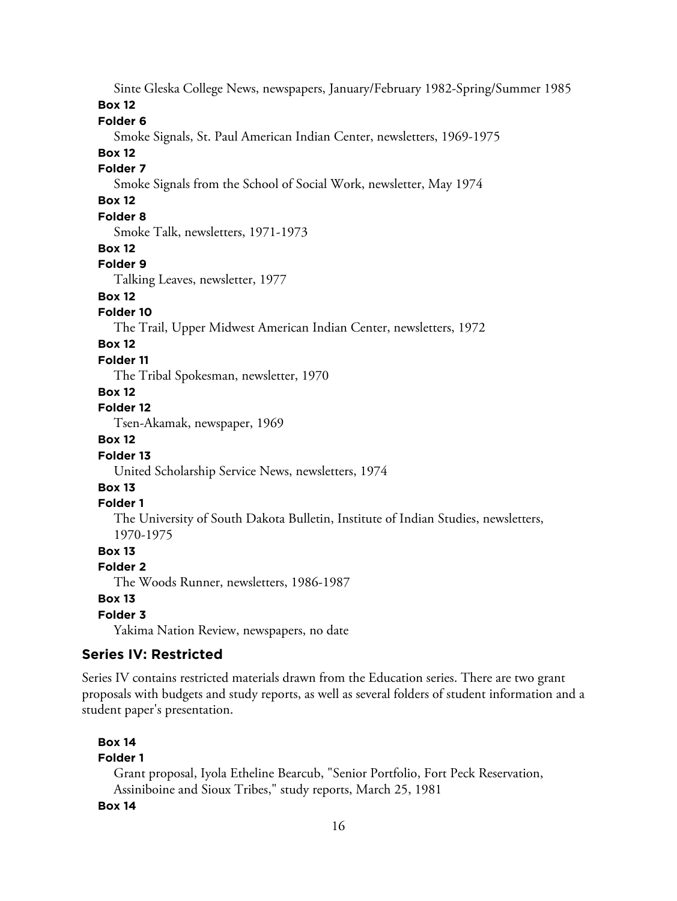Sinte Gleska College News, newspapers, January/February 1982-Spring/Summer 1985

**Box 12**

**Folder 6**

Smoke Signals, St. Paul American Indian Center, newsletters, 1969-1975

**Box 12**

**Folder 7**

Smoke Signals from the School of Social Work, newsletter, May 1974

**Box 12**

**Folder 8**

Smoke Talk, newsletters, 1971-1973

**Box 12**

**Folder 9**

Talking Leaves, newsletter, 1977

**Box 12**

**Folder 10**

The Trail, Upper Midwest American Indian Center, newsletters, 1972

**Box 12**

**Folder 11**

The Tribal Spokesman, newsletter, 1970

**Box 12**

**Folder 12**

Tsen-Akamak, newspaper, 1969

**Box 12**

**Folder 13**

United Scholarship Service News, newsletters, 1974

**Box 13**

**Folder 1**

The University of South Dakota Bulletin, Institute of Indian Studies, newsletters, 1970-1975

**Box 13**

**Folder 2**

The Woods Runner, newsletters, 1986-1987

**Box 13**

**Folder 3**

Yakima Nation Review, newspapers, no date

## Series IV: Restricted

Series IV contains restricted materials drawn from the Education series. There are two grant proposals with budgets and study reports, as well as several folders of student information and a student paper's presentation.

**Box 14**

**Folder 1**

Grant proposal, Iyola Etheline Bearcub, "Senior Portfolio, Fort Peck Reservation, Assiniboine and Sioux Tribes," study reports, March 25, 1981

**Box 14**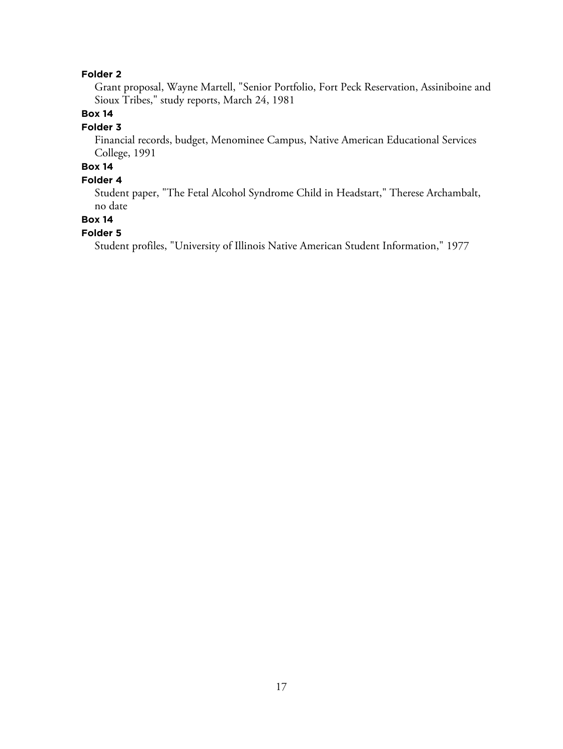**Folder 2**

Grant proposal, Wayne Martell, "Senior Portfolio, Fort Peck Reservation, Assiniboine and Sioux Tribes," study reports, March 24, 1981

**Box 14**

**Folder 3**

Financial records, budget, Menominee Campus, Native American Educational Services College, 1991

**Box 14**

**Folder 4**

Student paper, "The Fetal Alcohol Syndrome Child in Headstart," Therese Archambalt, no date

**Box 14**

**Folder 5**

Student profiles, "University of Illinois Native American Student Information," 1977